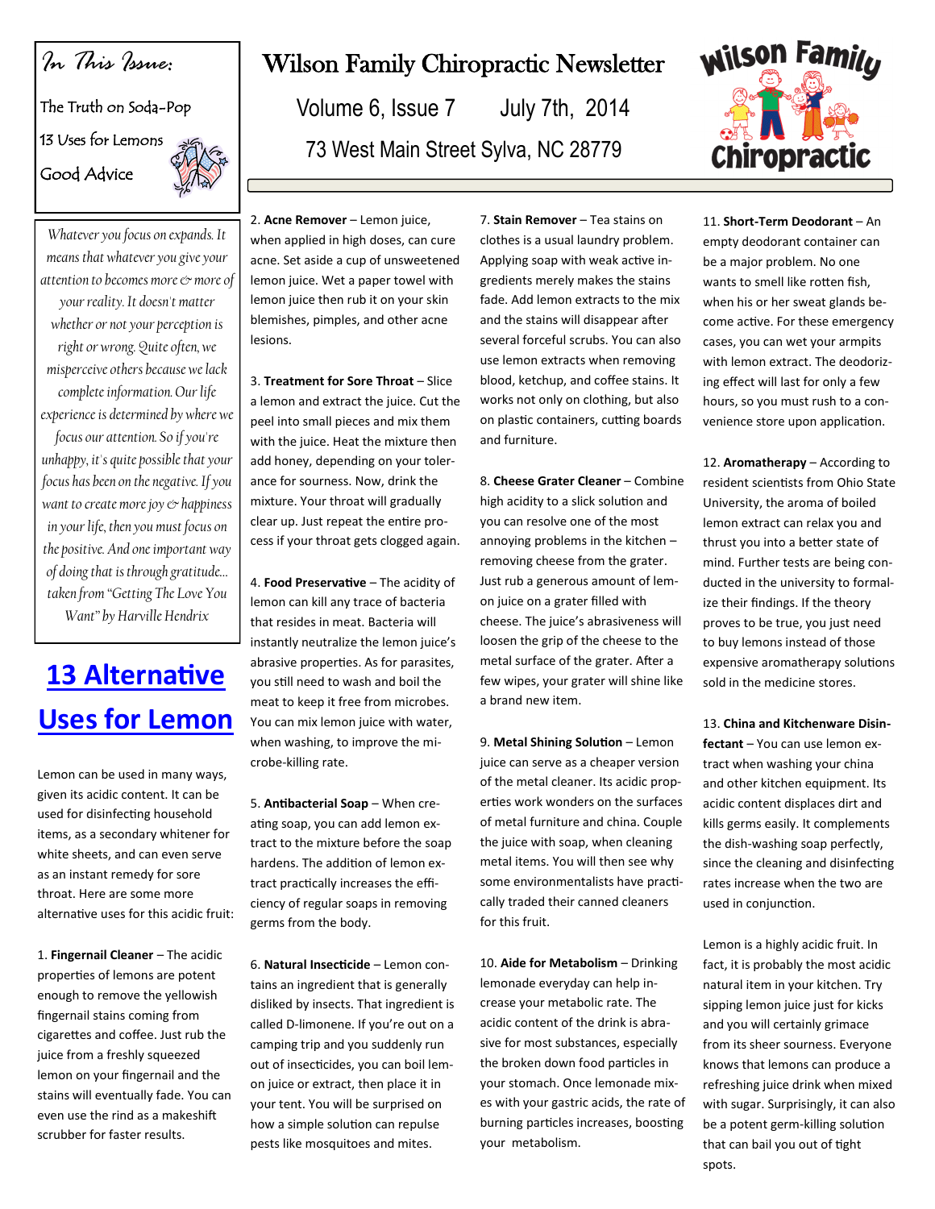# Wilson Family Chiropractic Newsletter

Volume 6, Issue 7 July 7th, 2014

73 West Main Street Sylva, NC 28779

Wilson Family Chiropractic

*In This Issue:*

The Truth on Soda-Pop

13 Uses for Lemons

Good Advice

*Whatever you focus on expands. It means that whatever you give your attention to becomes more & more of your reality. It doesn't matter whether or not your perception is right or wrong. Quite often, we misperceive others because we lack complete information. Our life experience is determined by where we focus our attention. So if you're unhappy, it's quite possible that your focus has been on the negative. If you want to create more joy & happiness in your life, then you must focus on the positive. And one important way of doing that is through gratitude... taken from "Getting The Love You Want" by Harville Hendrix*

## 13 Alternative Uses for Lemon

Lemon can be used in many ways, given its acidic content. It can be used for disinfecting household items, as a secondary whitener for white sheets, and can even serve as an instant remedy for sore throat. Here are some more alternative uses for this acidic fruit:

1. **Fingernail Cleaner** – The acidic properties of lemons are potent enough to remove the yellowish fingernail stains coming from cigarettes and coffee. Just rub the juice from a freshly squeezed lemon on your fingernail and the stains will eventually fade. You can even use the rind as a makeshift scrubber for faster results.

2. **Acne Remover** – Lemon juice, when applied in high doses, can cure acne. Set aside a cup of unsweetened lemon juice. Wet a paper towel with lemon juice then rub it on your skin blemishes, pimples, and other acne lesions.

3. **Treatment for Sore Throat** – Slice a lemon and extract the juice. Cut the peel into small pieces and mix them with the juice. Heat the mixture then add honey, depending on your tolerance for sourness. Now, drink the mixture. Your throat will gradually clear up. Just repeat the entire process if your throat gets clogged again.

4. **Food Preservative** – The acidity of lemon can kill any trace of bacteria that resides in meat. Bacteria will instantly neutralize the lemon juice's abrasive properties. As for parasites, you still need to wash and boil the meat to keep it free from microbes. You can mix lemon juice with water, when washing, to improve the microbe-killing rate.

5. **Antibacterial Soap** – When creating soap, you can add lemon extract to the mixture before the soap hardens. The addition of lemon extract practically increases the efficiency of regular soaps in removing germs from the body.

6. **Natural Insecticide** – Lemon contains an ingredient that is generally disliked by insects. That ingredient is called D-limonene. If you're out on a camping trip and you suddenly run out of insecticides, you can boil lemon juice or extract, then place it in your tent. You will be surprised on how a simple solution can repulse pests like mosquitoes and mites.

7. **Stain Remover** – Tea stains on clothes is a usual laundry problem. Applying soap with weak active ingredients merely makes the stains fade. Add lemon extracts to the mix and the stains will disappear after several forceful scrubs. You can also use lemon extracts when removing blood, ketchup, and coffee stains. It works not only on clothing, but also on plastic containers, cutting boards and furniture.

8. **Cheese Grater Cleaner** – Combine high acidity to a slick solution and you can resolve one of the most annoying problems in the kitchen – removing cheese from the grater. Just rub a generous amount of lemon juice on a grater filled with cheese. The juice's abrasiveness will loosen the grip of the cheese to the metal surface of the grater. After a few wipes, your grater will shine like a brand new item.

9. **Metal Shining Solution** – Lemon juice can serve as a cheaper version of the metal cleaner. Its acidic properties work wonders on the surfaces of metal furniture and china. Couple the juice with soap, when cleaning metal items. You will then see why some environmentalists have practically traded their canned cleaners for this fruit.

10. **Aide for Metabolism** – Drinking lemonade everyday can help increase your metabolic rate. The acidic content of the drink is abrasive for most substances, especially the broken down food particles in your stomach. Once lemonade mixes with your gastric acids, the rate of burning particles increases, boosting your metabolism.

11. **Short-Term Deodorant** – An empty deodorant container can be a major problem. No one wants to smell like rotten fish, when his or her sweat glands become active. For these emergency cases, you can wet your armpits with lemon extract. The deodorizing effect will last for only a few hours, so you must rush to a convenience store upon application.

12. **Aromatherapy** – According to resident scientists from Ohio State University, the aroma of boiled lemon extract can relax you and thrust you into a better state of mind. Further tests are being conducted in the university to formalize their findings. If the theory proves to be true, you just need to buy lemons instead of those expensive aromatherapy solutions sold in the medicine stores.

13. **China and Kitchenware Disinfectant** – You can use lemon extract when washing your china and other kitchen equipment. Its acidic content displaces dirt and kills germs easily. It complements the dish-washing soap perfectly, since the cleaning and disinfecting rates increase when the two are used in conjunction.

Lemon is a highly acidic fruit. In fact, it is probably the most acidic natural item in your kitchen. Try sipping lemon juice just for kicks and you will certainly grimace from its sheer sourness. Everyone knows that lemons can produce a refreshing juice drink when mixed with sugar. Surprisingly, it can also be a potent germ-killing solution that can bail you out of tight spots.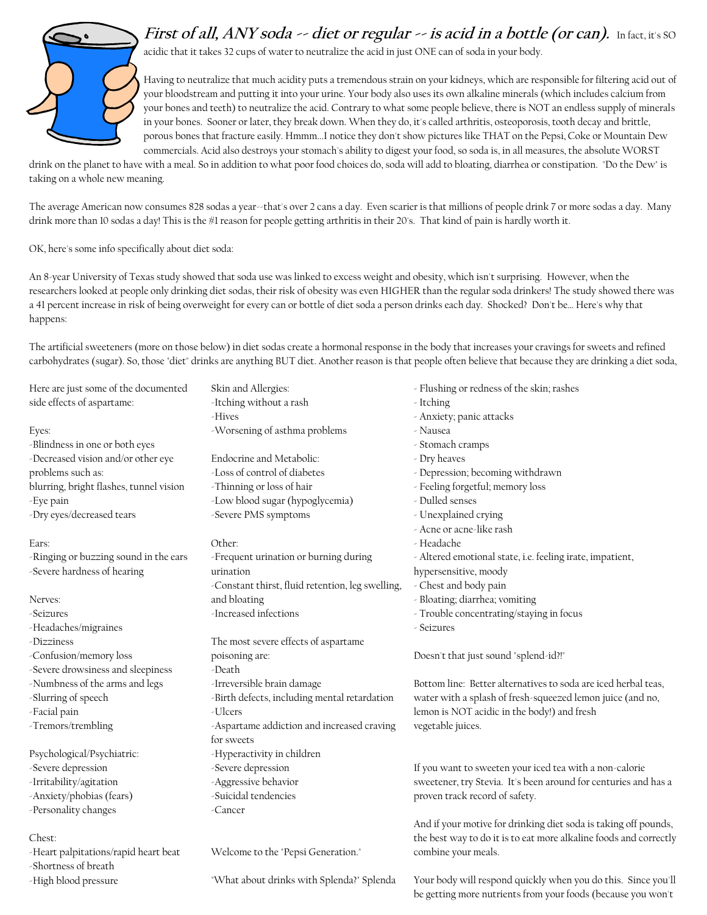***First of all, ANY soda -- diet or regular -- is acid in a bottle (or can).*** In fact, it's SO acidic that it takes 32 cups of water to neutralize the acid in just ONE can of soda in your body.

Having to neutralize that much acidity puts a tremendous strain on your kidneys, which are responsible for filtering acid out of your bloodstream and putting it into your urine. Your body also uses its own alkaline minerals (which includes calcium from your bones and teeth) to neutralize the acid. Contrary to what some people believe, there is NOT an endless supply of minerals in your bones. Sooner or later, they break down. When they do, it's called arthritis, osteoporosis, tooth decay and brittle, porous bones that fracture easily. Hmmm...I notice they don't show pictures like THAT on the Pepsi, Coke or Mountain Dew commercials. Acid also destroys your stomach's ability to digest your food, so soda is, in all measures, the absolute WORST drink on the planet to have with a meal. So in addition to what poor food choices do, soda will add to bloating, diarrhea or constipation. "Do the Dew" is taking on a whole new meaning.

The average American now consumes 828 sodas a year--that's over 2 cans a day. Even scarier is that millions of people drink 7 or more sodas a day. Many drink more than 10 sodas a day! This is the #1 reason for people getting arthritis in their 20's. That kind of pain is hardly worth it.

OK, here's some info specifically about diet soda:

An 8-year University of Texas study showed that soda use was linked to excess weight and obesity, which isn't surprising. However, when the researchers looked at people only drinking diet sodas, their risk of obesity was even HIGHER than the regular soda drinkers! The study showed there was a 41 percent increase in risk of being overweight for every can or bottle of diet soda a person drinks each day. Shocked? Don't be... Here's why that happens:

The artificial sweeteners (more on those below) in diet sodas create a hormonal response in the body that increases your cravings for sweets and refined carbohydrates (sugar). So, those "diet" drinks are anything BUT diet. Another reason is that people often believe that because they are drinking a diet soda,

Here are just some of the documented side effects of aspartame:

Eyes:
-Blindness in one or both eyes
-Decreased vision and/or other eye problems such as:
blurring, bright flashes, tunnel vision
-Eye pain
-Dry eyes/decreased tears

Ears:
-Ringing or buzzing sound in the ears
-Severe hardness of hearing

Nerves:
-Seizures
-Headaches/migraines
-Dizziness
-Confusion/memory loss
-Severe drowsiness and sleepiness
-Numbness of the arms and legs
-Slurring of speech
-Facial pain
-Tremors/trembling

Psychological/Psychiatric:
-Severe depression
-Irritability/agitation
-Anxiety/phobias (fears)
-Personality changes

Chest:
-Heart palpitations/rapid heart beat
-Shortness of breath
-High blood pressure

Skin and Allergies:
-Itching without a rash
-Hives
-Worsening of asthma problems

Endocrine and Metabolic:
-Loss of control of diabetes
-Thinning or loss of hair
-Low blood sugar (hypoglycemia)
-Severe PMS symptoms

Other:
-Frequent urination or burning during urination
-Constant thirst, fluid retention, leg swelling, and bloating
-Increased infections

The most severe effects of aspartame poisoning are:
-Death
-Irreversible brain damage
-Birth defects, including mental retardation
-Ulcers
-Aspartame addiction and increased craving for sweets
-Hyperactivity in children
-Severe depression
-Aggressive behavior
-Suicidal tendencies
-Cancer

Welcome to the "Pepsi Generation."

"What about drinks with Splenda?" Splenda

- Flushing or redness of the skin; rashes
- Itching
- Anxiety; panic attacks
- Nausea
- Stomach cramps
- Dry heaves
- Depression; becoming withdrawn
- Feeling forgetful; memory loss
- Dulled senses
- Unexplained crying
- Acne or acne-like rash
- Headache
- Altered emotional state, i.e. feeling irate, impatient, hypersensitive, moody
- Chest and body pain
- Bloating; diarrhea; vomiting
- Trouble concentrating/staying in focus
- Seizures

Doesn't that just sound "splend-id?!"

Bottom line: Better alternatives to soda are iced herbal teas, water with a splash of fresh-squeezed lemon juice (and no, lemon is NOT acidic in the body!) and fresh vegetable juices.

If you want to sweeten your iced tea with a non-calorie sweetener, try Stevia. It's been around for centuries and has a proven track record of safety.

And if your motive for drinking diet soda is taking off pounds, the best way to do it is to eat more alkaline foods and correctly combine your meals.

Your body will respond quickly when you do this. Since you'll be getting more nutrients from your foods (because you won't